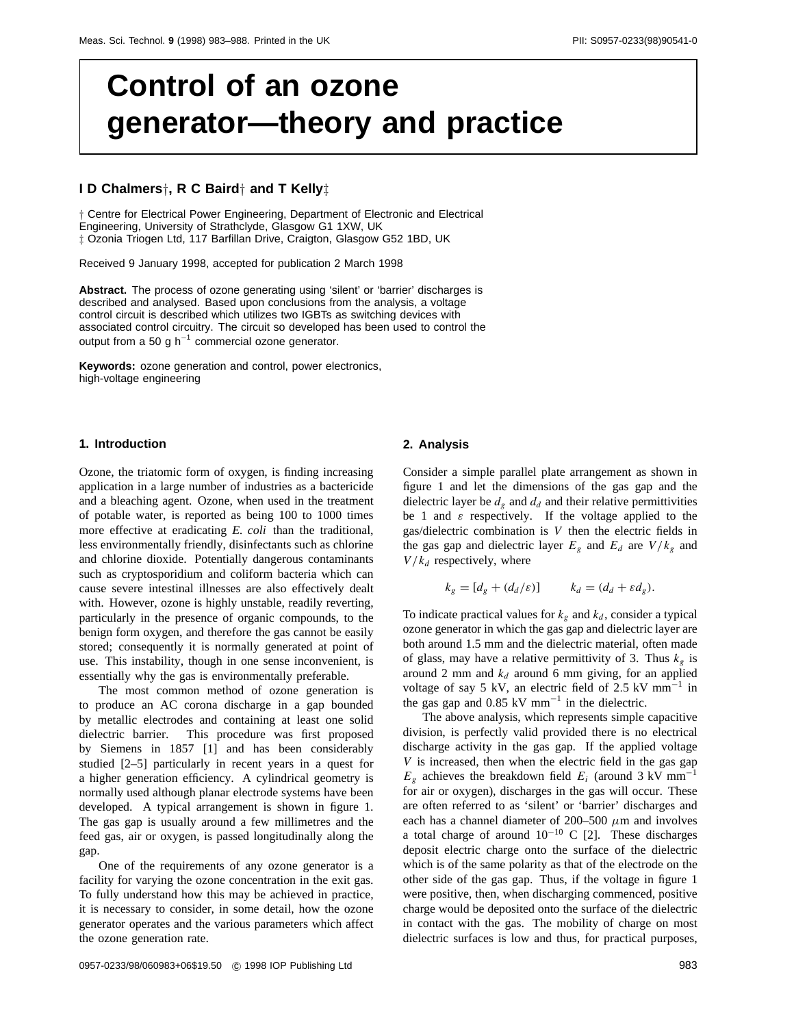# Control of an ozone generator—theory and practice

**I D Chalmers†, R C Baird† and T Kelly‡**

† Centre for Electrical Power Engineering, Department of Electronic and Electrical Engineering, University of Strathclyde, Glasgow G1 1XW, UK
‡ Ozonia Triogen Ltd, 117 Barfillan Drive, Craigton, Glasgow G52 1BD, UK

Received 9 January 1998, accepted for publication 2 March 1998

**Abstract.** The process of ozone generating using 'silent' or 'barrier' discharges is described and analysed. Based upon conclusions from the analysis, a voltage control circuit is described which utilizes two IGBTs as switching devices with associated control circuitry. The circuit so developed has been used to control the output from a 50 g h$^{-1}$ commercial ozone generator.

**Keywords:** ozone generation and control, power electronics, high-voltage engineering

## 1. Introduction

Ozone, the triatomic form of oxygen, is finding increasing application in a large number of industries as a bactericide and a bleaching agent. Ozone, when used in the treatment of potable water, is reported as being 100 to 1000 times more effective at eradicating *E. coli* than the traditional, less environmentally friendly, disinfectants such as chlorine and chlorine dioxide. Potentially dangerous contaminants such as cryptosporidium and coliform bacteria which can cause severe intestinal illnesses are also effectively dealt with. However, ozone is highly unstable, readily reverting, particularly in the presence of organic compounds, to the benign form oxygen, and therefore the gas cannot be easily stored; consequently it is normally generated at point of use. This instability, though in one sense inconvenient, is essentially why the gas is environmentally preferable.

The most common method of ozone generation is to produce an AC corona discharge in a gap bounded by metallic electrodes and containing at least one solid dielectric barrier. This procedure was first proposed by Siemens in 1857 [1] and has been considerably studied [2–5] particularly in recent years in a quest for a higher generation efficiency. A cylindrical geometry is normally used although planar electrode systems have been developed. A typical arrangement is shown in figure 1. The gas gap is usually around a few millimetres and the feed gas, air or oxygen, is passed longitudinally along the gap.

One of the requirements of any ozone generator is a facility for varying the ozone concentration in the exit gas. To fully understand how this may be achieved in practice, it is necessary to consider, in some detail, how the ozone generator operates and the various parameters which affect the ozone generation rate.

## 2. Analysis

Consider a simple parallel plate arrangement as shown in figure 1 and let the dimensions of the gas gap and the dielectric layer be $d_g$ and $d_d$ and their relative permittivities be 1 and $\varepsilon$ respectively. If the voltage applied to the gas/dielectric combination is $V$ then the electric fields in the gas gap and dielectric layer $E_g$ and $E_d$ are $V/k_g$ and $V/k_d$ respectively, where

$$k_g = [d_g + (d_d/\varepsilon)] \qquad k_d = (d_d + \varepsilon d_g).$$

To indicate practical values for $k_g$ and $k_d$, consider a typical ozone generator in which the gas gap and dielectric layer are both around 1.5 mm and the dielectric material, often made of glass, may have a relative permittivity of 3. Thus $k_g$ is around 2 mm and $k_d$ around 6 mm giving, for an applied voltage of say 5 kV, an electric field of 2.5 kV mm$^{-1}$ in the gas gap and 0.85 kV mm$^{-1}$ in the dielectric.

The above analysis, which represents simple capacitive division, is perfectly valid provided there is no electrical discharge activity in the gas gap. If the applied voltage $V$ is increased, then when the electric field in the gas gap $E_g$ achieves the breakdown field $E_i$ (around 3 kV mm$^{-1}$ for air or oxygen), discharges in the gas will occur. These are often referred to as 'silent' or 'barrier' discharges and each has a channel diameter of 200–500 $\mu$m and involves a total charge of around $10^{-10}$ C [2]. These discharges deposit electric charge onto the surface of the dielectric which is of the same polarity as that of the electrode on the other side of the gas gap. Thus, if the voltage in figure 1 were positive, then, when discharging commenced, positive charge would be deposited onto the surface of the dielectric in contact with the gas. The mobility of charge on most dielectric surfaces is low and thus, for practical purposes,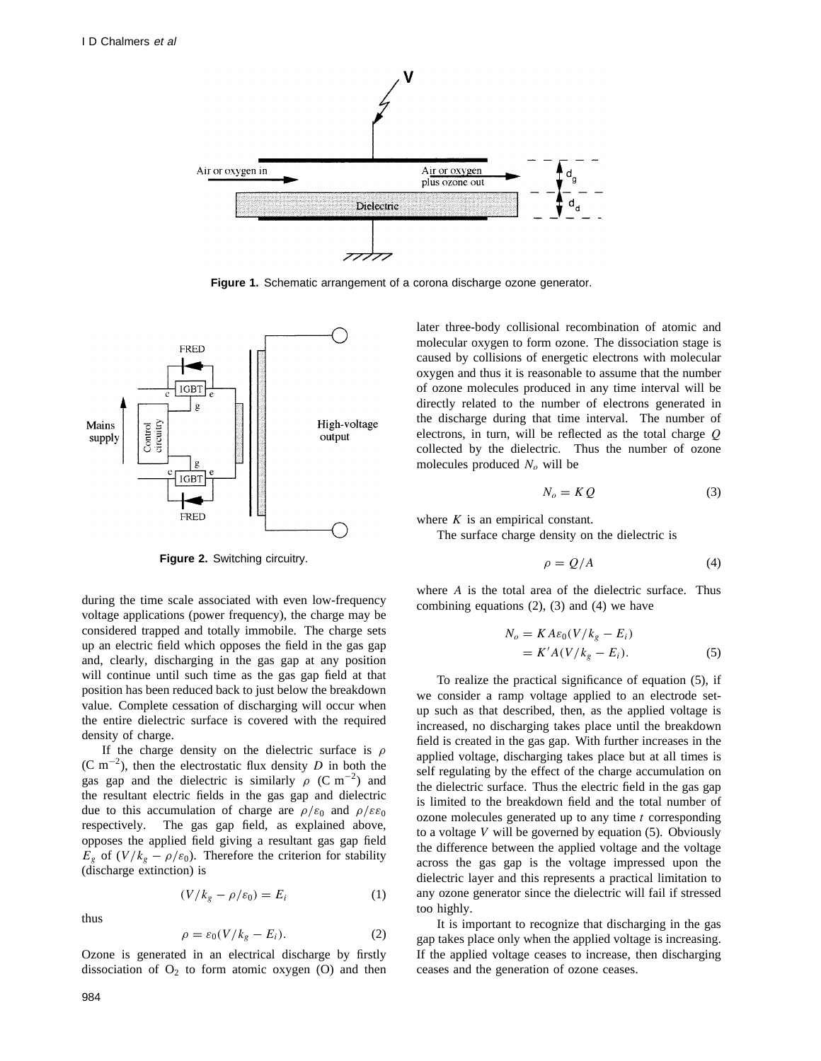Figure 1. Schematic arrangement of a corona discharge ozone generator.

Figure 2. Switching circuitry.

during the time scale associated with even low-frequency voltage applications (power frequency), the charge may be considered trapped and totally immobile. The charge sets up an electric field which opposes the field in the gas gap and, clearly, discharging in the gas gap at any position will continue until such time as the gas gap field at that position has been reduced back to just below the breakdown value. Complete cessation of discharging will occur when the entire dielectric surface is covered with the required density of charge.

If the charge density on the dielectric surface is $\rho$ (C m$^{-2}$), then the electrostatic flux density $D$ in both the gas gap and the dielectric is similarly $\rho$ (C m$^{-2}$) and the resultant electric fields in the gas gap and dielectric due to this accumulation of charge are $\rho/\varepsilon_0$ and $\rho/\varepsilon\varepsilon_0$ respectively. The gas gap field, as explained above, opposes the applied field giving a resultant gas gap field $E_g$ of $(V/k_g - \rho/\varepsilon_0)$. Therefore the criterion for stability (discharge extinction) is

$$(V/k_g - \rho/\varepsilon_0) = E_i \tag{1}$$

thus

$$\rho = \varepsilon_0(V/k_g - E_i). \tag{2}$$

Ozone is generated in an electrical discharge by firstly dissociation of $O_2$ to form atomic oxygen (O) and then later three-body collisional recombination of atomic and molecular oxygen to form ozone. The dissociation stage is caused by collisions of energetic electrons with molecular oxygen and thus it is reasonable to assume that the number of ozone molecules produced in any time interval will be directly related to the number of electrons generated in the discharge during that time interval. The number of electrons, in turn, will be reflected as the total charge $Q$ collected by the dielectric. Thus the number of ozone molecules produced $N_o$ will be

$$N_o = KQ \tag{3}$$

where $K$ is an empirical constant.

The surface charge density on the dielectric is

$$\rho = Q/A \tag{4}$$

where $A$ is the total area of the dielectric surface. Thus combining equations (2), (3) and (4) we have

$$\begin{aligned} N_o &= KA\varepsilon_0(V/k_g - E_i) \\ &= K'A(V/k_g - E_i). \end{aligned} \tag{5}$$

To realize the practical significance of equation (5), if we consider a ramp voltage applied to an electrode set-up such as that described, then, as the applied voltage is increased, no discharging takes place until the breakdown field is created in the gas gap. With further increases in the applied voltage, discharging takes place but at all times is self regulating by the effect of the charge accumulation on the dielectric surface. Thus the electric field in the gas gap is limited to the breakdown field and the total number of ozone molecules generated up to any time $t$ corresponding to a voltage $V$ will be governed by equation (5). Obviously the difference between the applied voltage and the voltage across the gas gap is the voltage impressed upon the dielectric layer and this represents a practical limitation to any ozone generator since the dielectric will fail if stressed too highly.

It is important to recognize that discharging in the gas gap takes place only when the applied voltage is increasing. If the applied voltage ceases to increase, then discharging ceases and the generation of ozone ceases.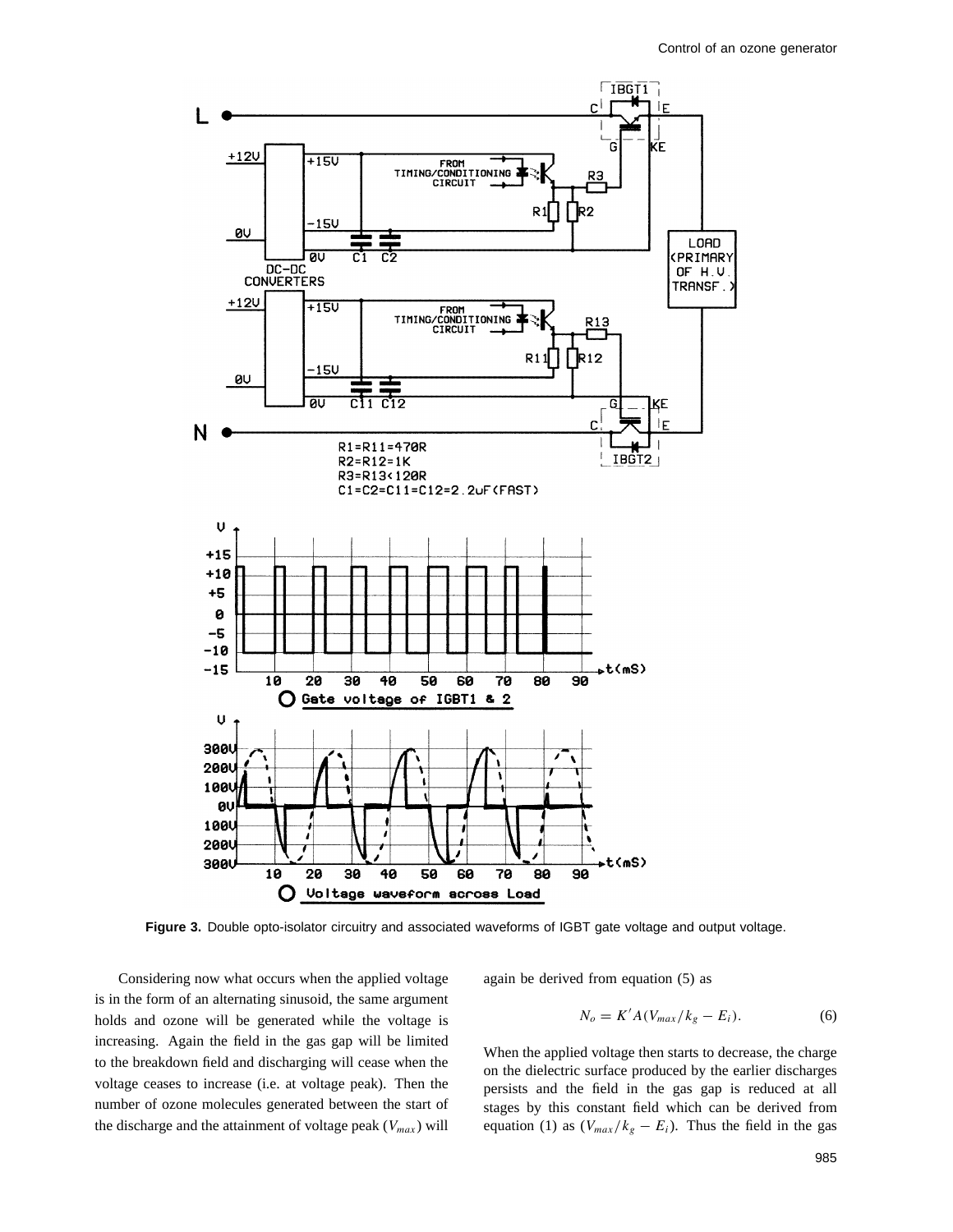**Figure 3.** Double opto-isolator circuitry and associated waveforms of IGBT gate voltage and output voltage.

Considering now what occurs when the applied voltage is in the form of an alternating sinusoid, the same argument holds and ozone will be generated while the voltage is increasing. Again the field in the gas gap will be limited to the breakdown field and discharging will cease when the voltage ceases to increase (i.e. at voltage peak). Then the number of ozone molecules generated between the start of the discharge and the attainment of voltage peak ($V_{max}$) will again be derived from equation (5) as

$$N_o = K'A(V_{max}/k_g - E_i). \tag{6}$$

When the applied voltage then starts to decrease, the charge on the dielectric surface produced by the earlier discharges persists and the field in the gas gap is reduced at all stages by this constant field which can be derived from equation (1) as $(V_{max}/k_g - E_i)$. Thus the field in the gas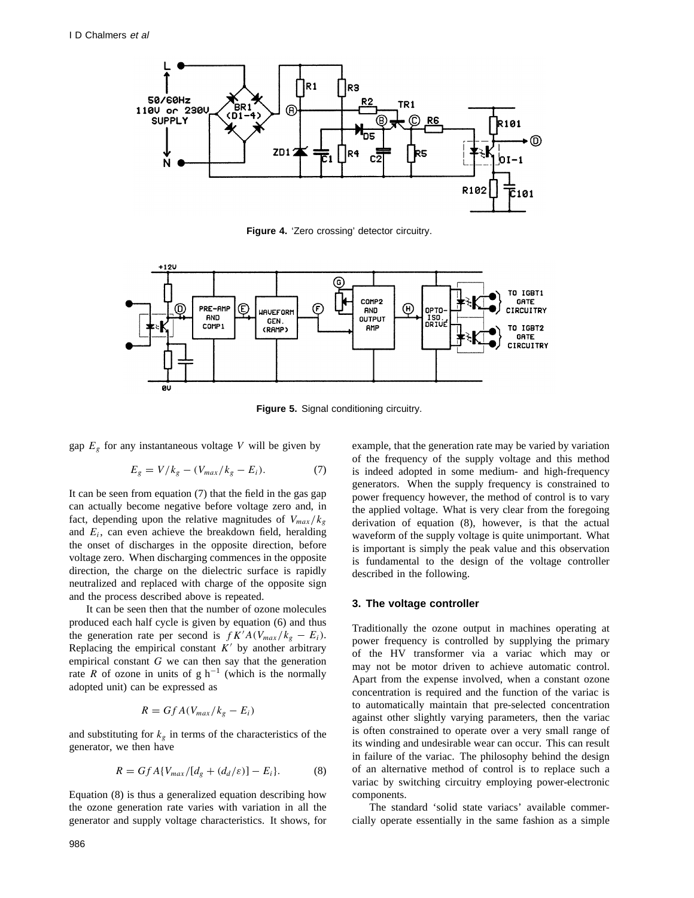**Figure 4.** 'Zero crossing' detector circuitry.

**Figure 5.** Signal conditioning circuitry.

gap $E_g$ for any instantaneous voltage $V$ will be given by

$$E_g = V/k_g - (V_{max}/k_g - E_i). \tag{7}$$

It can be seen from equation (7) that the field in the gas gap can actually become negative before voltage zero and, in fact, depending upon the relative magnitudes of $V_{max}/k_g$ and $E_i$, can even achieve the breakdown field, heralding the onset of discharges in the opposite direction, before voltage zero. When discharging commences in the opposite direction, the charge on the dielectric surface is rapidly neutralized and replaced with charge of the opposite sign and the process described above is repeated.

It can be seen then that the number of ozone molecules produced each half cycle is given by equation (6) and thus the generation rate per second is $fK'A(V_{max}/k_g - E_i)$. Replacing the empirical constant $K'$ by another arbitrary empirical constant $G$ we can then say that the generation rate $R$ of ozone in units of g $h^{-1}$ (which is the normally adopted unit) can be expressed as

$$R = GfA(V_{max}/k_g - E_i)$$

and substituting for $k_g$ in terms of the characteristics of the generator, we then have

$$R = GfA\{V_{max}/[d_g + (d_d/\varepsilon)] - E_i\}. \tag{8}$$

Equation (8) is thus a generalized equation describing how the ozone generation rate varies with variation in all the generator and supply voltage characteristics. It shows, for example, that the generation rate may be varied by variation of the frequency of the supply voltage and this method is indeed adopted in some medium- and high-frequency generators. When the supply frequency is constrained to power frequency however, the method of control is to vary the applied voltage. What is very clear from the foregoing derivation of equation (8), however, is that the actual waveform of the supply voltage is quite unimportant. What is important is simply the peak value and this observation is fundamental to the design of the voltage controller described in the following.

## 3. The voltage controller

Traditionally the ozone output in machines operating at power frequency is controlled by supplying the primary of the HV transformer via a variac which may or may not be motor driven to achieve automatic control. Apart from the expense involved, when a constant ozone concentration is required and the function of the variac is to automatically maintain that pre-selected concentration against other slightly varying parameters, then the variac is often constrained to operate over a very small range of its winding and undesirable wear can occur. This can result in failure of the variac. The philosophy behind the design of an alternative method of control is to replace such a variac by switching circuitry employing power-electronic components.

The standard 'solid state variacs' available commercially operate essentially in the same fashion as a simple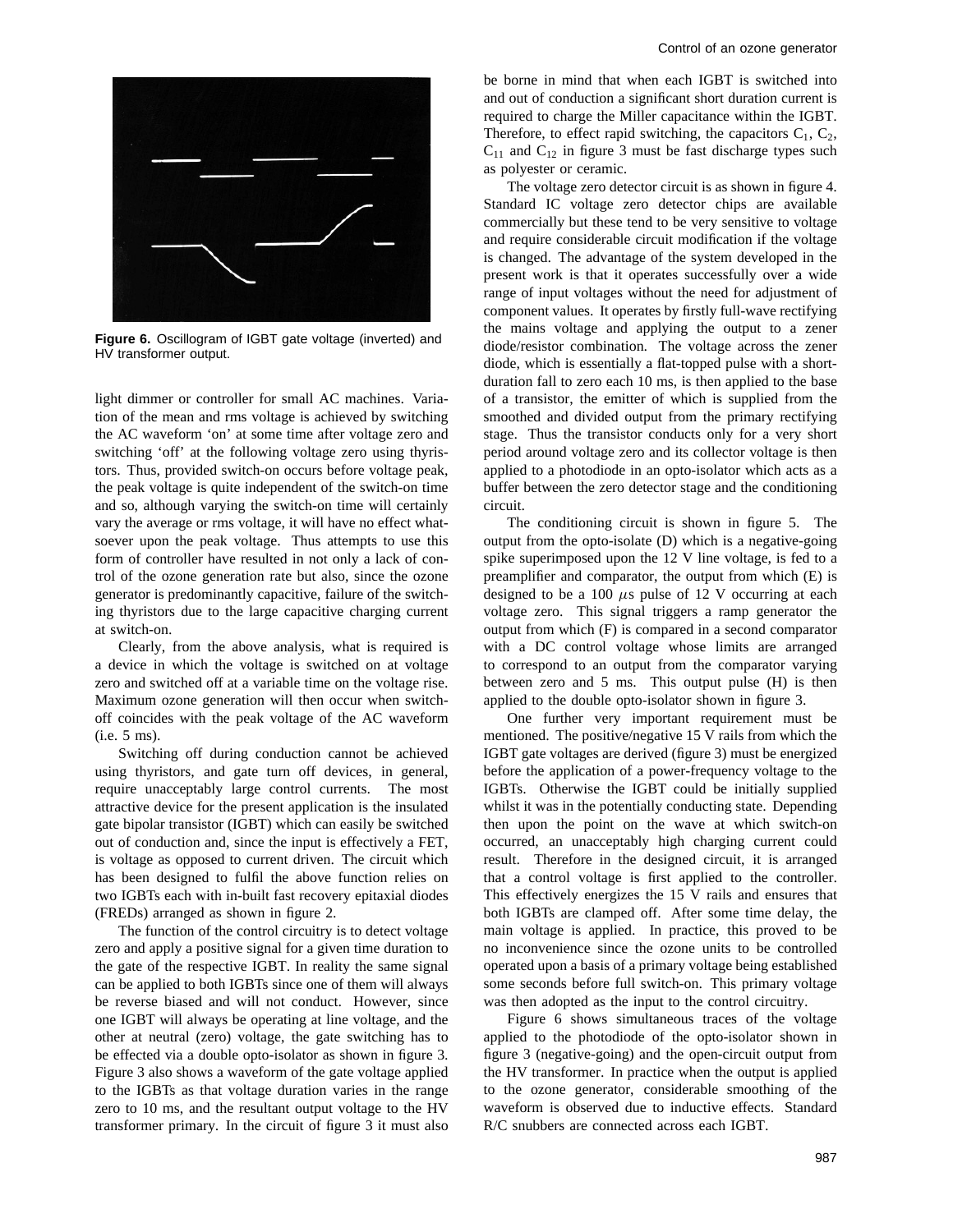**Figure 6.** Oscillogram of IGBT gate voltage (inverted) and HV transformer output.

light dimmer or controller for small AC machines. Variation of the mean and rms voltage is achieved by switching the AC waveform 'on' at some time after voltage zero and switching 'off' at the following voltage zero using thyristors. Thus, provided switch-on occurs before voltage peak, the peak voltage is quite independent of the switch-on time and so, although varying the switch-on time will certainly vary the average or rms voltage, it will have no effect whatsoever upon the peak voltage. Thus attempts to use this form of controller have resulted in not only a lack of control of the ozone generation rate but also, since the ozone generator is predominantly capacitive, failure of the switching thyristors due to the large capacitive charging current at switch-on.

Clearly, from the above analysis, what is required is a device in which the voltage is switched on at voltage zero and switched off at a variable time on the voltage rise. Maximum ozone generation will then occur when switch-off coincides with the peak voltage of the AC waveform (i.e. 5 ms).

Switching off during conduction cannot be achieved using thyristors, and gate turn off devices, in general, require unacceptably large control currents. The most attractive device for the present application is the insulated gate bipolar transistor (IGBT) which can easily be switched out of conduction and, since the input is effectively a FET, is voltage as opposed to current driven. The circuit which has been designed to fulfil the above function relies on two IGBTs each with in-built fast recovery epitaxial diodes (FREDs) arranged as shown in figure 2.

The function of the control circuitry is to detect voltage zero and apply a positive signal for a given time duration to the gate of the respective IGBT. In reality the same signal can be applied to both IGBTs since one of them will always be reverse biased and will not conduct. However, since one IGBT will always be operating at line voltage, and the other at neutral (zero) voltage, the gate switching has to be effected via a double opto-isolator as shown in figure 3. Figure 3 also shows a waveform of the gate voltage applied to the IGBTs as that voltage duration varies in the range zero to 10 ms, and the resultant output voltage to the HV transformer primary. In the circuit of figure 3 it must also be borne in mind that when each IGBT is switched into and out of conduction a significant short duration current is required to charge the Miller capacitance within the IGBT. Therefore, to effect rapid switching, the capacitors $C_1$, $C_2$, $C_{11}$ and $C_{12}$ in figure 3 must be fast discharge types such as polyester or ceramic.

The voltage zero detector circuit is as shown in figure 4. Standard IC voltage zero detector chips are available commercially but these tend to be very sensitive to voltage and require considerable circuit modification if the voltage is changed. The advantage of the system developed in the present work is that it operates successfully over a wide range of input voltages without the need for adjustment of component values. It operates by firstly full-wave rectifying the mains voltage and applying the output to a zener diode/resistor combination. The voltage across the zener diode, which is essentially a flat-topped pulse with a short-duration fall to zero each 10 ms, is then applied to the base of a transistor, the emitter of which is supplied from the smoothed and divided output from the primary rectifying stage. Thus the transistor conducts only for a very short period around voltage zero and its collector voltage is then applied to a photodiode in an opto-isolator which acts as a buffer between the zero detector stage and the conditioning circuit.

The conditioning circuit is shown in figure 5. The output from the opto-isolate (D) which is a negative-going spike superimposed upon the 12 V line voltage, is fed to a preamplifier and comparator, the output from which (E) is designed to be a 100 $\mu$s pulse of 12 V occurring at each voltage zero. This signal triggers a ramp generator the output from which (F) is compared in a second comparator with a DC control voltage whose limits are arranged to correspond to an output from the comparator varying between zero and 5 ms. This output pulse (H) is then applied to the double opto-isolator shown in figure 3.

One further very important requirement must be mentioned. The positive/negative 15 V rails from which the IGBT gate voltages are derived (figure 3) must be energized before the application of a power-frequency voltage to the IGBTs. Otherwise the IGBT could be initially supplied whilst it was in the potentially conducting state. Depending then upon the point on the wave at which switch-on occurred, an unacceptably high charging current could result. Therefore in the designed circuit, it is arranged that a control voltage is first applied to the controller. This effectively energizes the 15 V rails and ensures that both IGBTs are clamped off. After some time delay, the main voltage is applied. In practice, this proved to be no inconvenience since the ozone units to be controlled operated upon a basis of a primary voltage being established some seconds before full switch-on. This primary voltage was then adopted as the input to the control circuitry.

Figure 6 shows simultaneous traces of the voltage applied to the photodiode of the opto-isolator shown in figure 3 (negative-going) and the open-circuit output from the HV transformer. In practice when the output is applied to the ozone generator, considerable smoothing of the waveform is observed due to inductive effects. Standard R/C snubbers are connected across each IGBT.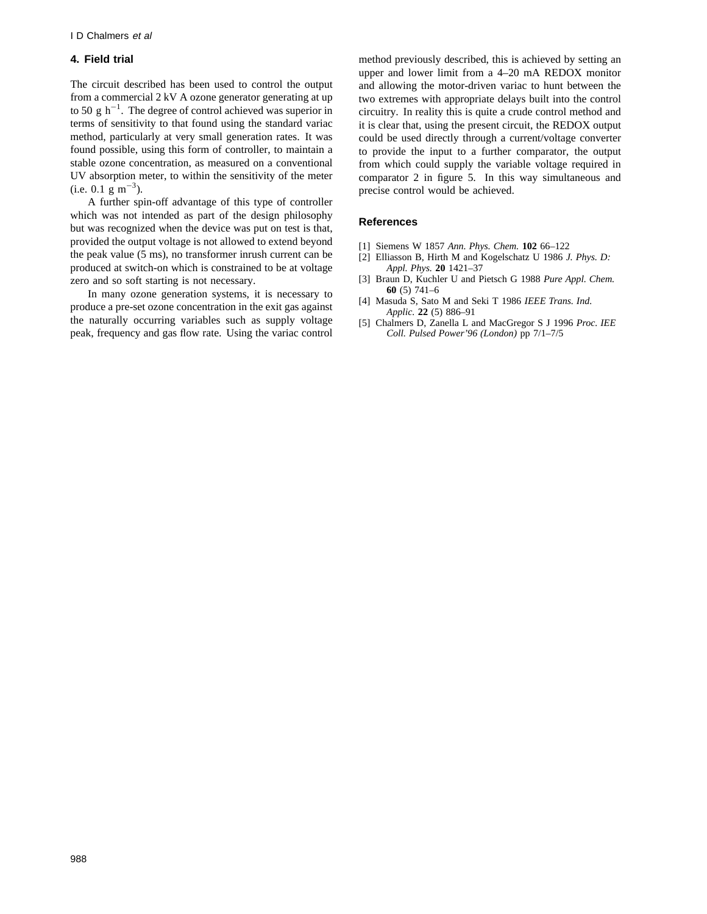## 4. Field trial

The circuit described has been used to control the output from a commercial 2 kV A ozone generator generating at up to 50 g $h^{-1}$. The degree of control achieved was superior in terms of sensitivity to that found using the standard variac method, particularly at very small generation rates. It was found possible, using this form of controller, to maintain a stable ozone concentration, as measured on a conventional UV absorption meter, to within the sensitivity of the meter (i.e. 0.1 g $m^{-3}$).

A further spin-off advantage of this type of controller which was not intended as part of the design philosophy but was recognized when the device was put on test is that, provided the output voltage is not allowed to extend beyond the peak value (5 ms), no transformer inrush current can be produced at switch-on which is constrained to be at voltage zero and so soft starting is not necessary.

In many ozone generation systems, it is necessary to produce a pre-set ozone concentration in the exit gas against the naturally occurring variables such as supply voltage peak, frequency and gas flow rate. Using the variac control method previously described, this is achieved by setting an upper and lower limit from a 4–20 mA REDOX monitor and allowing the motor-driven variac to hunt between the two extremes with appropriate delays built into the control circuitry. In reality this is quite a crude control method and it is clear that, using the present circuit, the REDOX output could be used directly through a current/voltage converter to provide the input to a further comparator, the output from which could supply the variable voltage required in comparator 2 in figure 5. In this way simultaneous and precise control would be achieved.

## References

[1] Siemens W 1857 *Ann. Phys. Chem.* **102** 66–122

[2] Elliasson B, Hirth M and Kogelschatz U 1986 *J. Phys. D: Appl. Phys.* **20** 1421–37

[3] Braun D, Kuchler U and Pietsch G 1988 *Pure Appl. Chem.* **60** (5) 741–6

[4] Masuda S, Sato M and Seki T 1986 *IEEE Trans. Ind. Applic.* **22** (5) 886–91

[5] Chalmers D, Zanella L and MacGregor S J 1996 *Proc. IEE Coll. Pulsed Power'96 (London)* pp 7/1–7/5